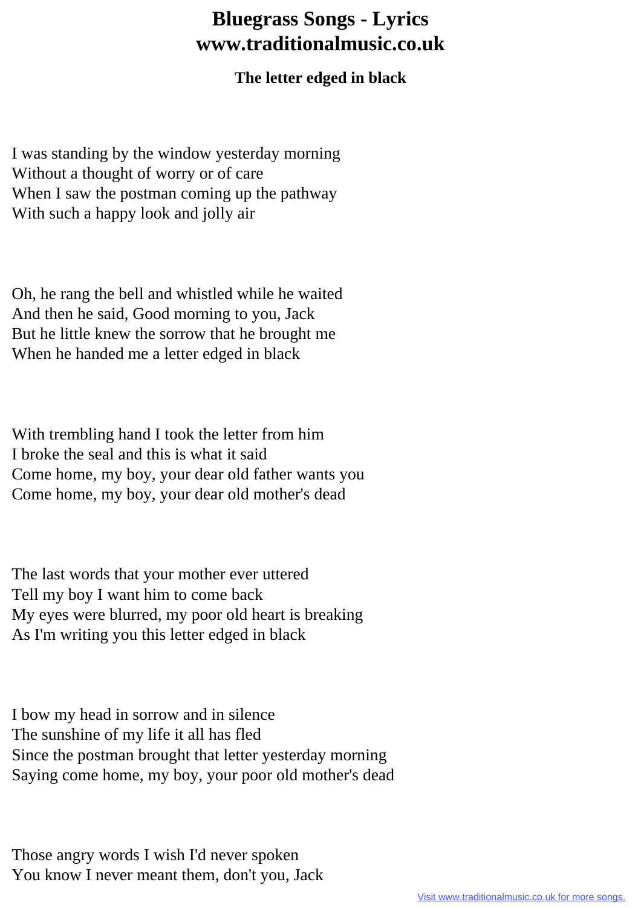# Bluegrass Songs - Lyrics
# www.traditionalmusic.co.uk

### The letter edged in black

I was standing by the window yesterday morning
Without a thought of worry or of care
When I saw the postman coming up the pathway
With such a happy look and jolly air

Oh, he rang the bell and whistled while he waited
And then he said, Good morning to you, Jack
But he little knew the sorrow that he brought me
When he handed me a letter edged in black

With trembling hand I took the letter from him
I broke the seal and this is what it said
Come home, my boy, your dear old father wants you
Come home, my boy, your dear old mother's dead

The last words that your mother ever uttered
Tell my boy I want him to come back
My eyes were blurred, my poor old heart is breaking
As I'm writing you this letter edged in black

I bow my head in sorrow and in silence
The sunshine of my life it all has fled
Since the postman brought that letter yesterday morning
Saying come home, my boy, your poor old mother's dead

Those angry words I wish I'd never spoken
You know I never meant them, don't you, Jack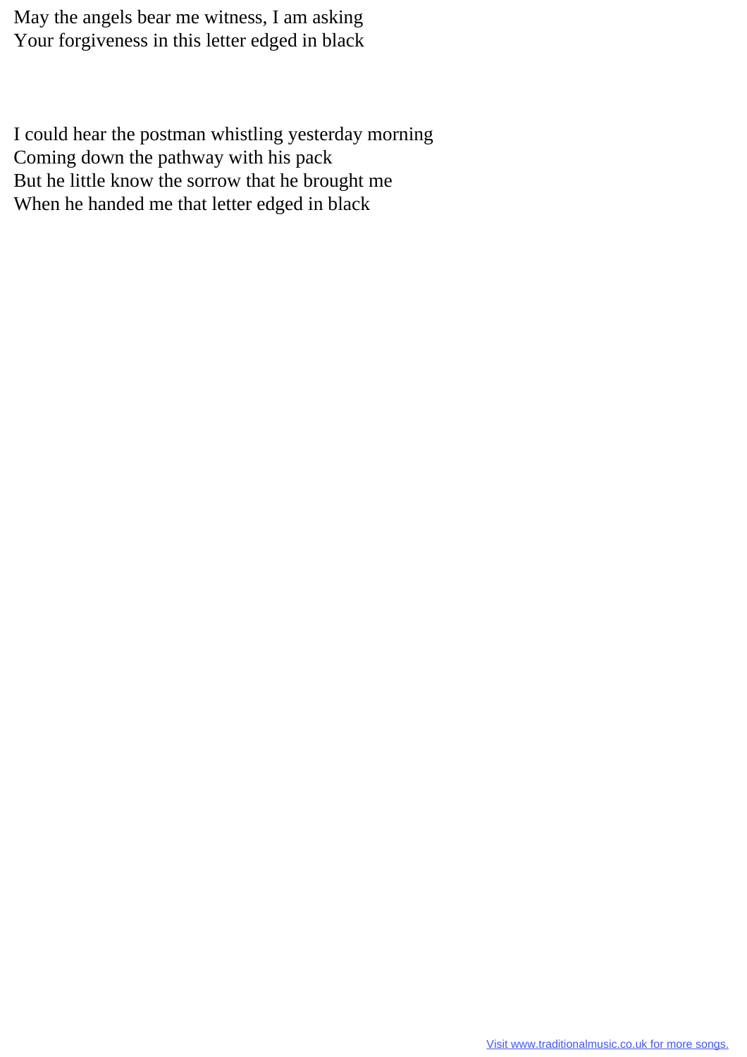May the angels bear me witness, I am asking
Your forgiveness in this letter edged in black

I could hear the postman whistling yesterday morning
Coming down the pathway with his pack
But he little know the sorrow that he brought me
When he handed me that letter edged in black